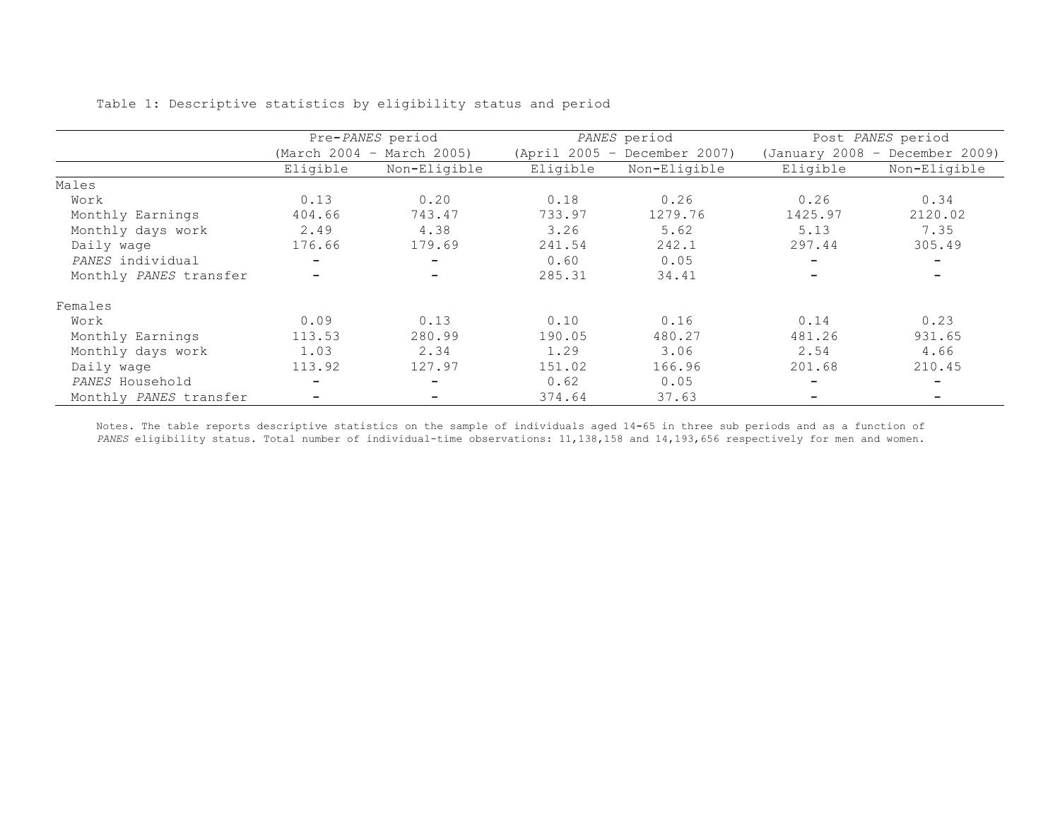Table 1: Descriptive statistics by eligibility status and period

| | Pre-*PANES* period (March 2004 – March 2005) | | *PANES* period (April 2005 – December 2007) | | Post *PANES* period (January 2008 – December 2009) | |
|---|---|---|---|---|---|---|
| | Eligible | Non-Eligible | Eligible | Non-Eligible | Eligible | Non-Eligible |
| Males | | | | | | |
| Work | 0.13 | 0.20 | 0.18 | 0.26 | 0.26 | 0.34 |
| Monthly Earnings | 404.66 | 743.47 | 733.97 | 1279.76 | 1425.97 | 2120.02 |
| Monthly days work | 2.49 | 4.38 | 3.26 | 5.62 | 5.13 | 7.35 |
| Daily wage | 176.66 | 179.69 | 241.54 | 242.1 | 297.44 | 305.49 |
| *PANES* individual | - | - | 0.60 | 0.05 | - | - |
| Monthly *PANES* transfer | - | - | 285.31 | 34.41 | - | - |
| Females | | | | | | |
| Work | 0.09 | 0.13 | 0.10 | 0.16 | 0.14 | 0.23 |
| Monthly Earnings | 113.53 | 280.99 | 190.05 | 480.27 | 481.26 | 931.65 |
| Monthly days work | 1.03 | 2.34 | 1.29 | 3.06 | 2.54 | 4.66 |
| Daily wage | 113.92 | 127.97 | 151.02 | 166.96 | 201.68 | 210.45 |
| *PANES* Household | - | - | 0.62 | 0.05 | - | - |
| Monthly *PANES* transfer | - | - | 374.64 | 37.63 | - | - |

Notes. The table reports descriptive statistics on the sample of individuals aged 14-65 in three sub periods and as a function of *PANES* eligibility status. Total number of individual-time observations: 11,138,158 and 14,193,656 respectively for men and women.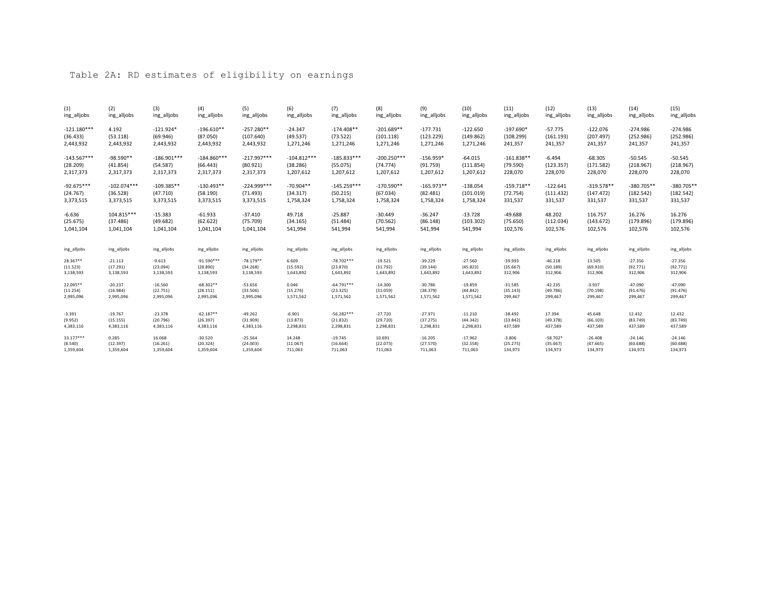# Table 2A: RD estimates of eligibility on earnings

| (1) | (2) | (3) | (4) | (5) | (6) | (7) | (8) | (9) | (10) | (11) | (12) | (13) | (14) | (15) |
|---|---|---|---|---|---|---|---|---|---|---|---|---|---|---|
| ing_alljobs | ing_alljobs | ing_alljobs | ing_alljobs | ing_alljobs | ing_alljobs | ing_alljobs | ing_alljobs | ing_alljobs | ing_alljobs | ing_alljobs | ing_alljobs | ing_alljobs | ing_alljobs | ing_alljobs |
| -121.180*** | 4.192 | -121.924* | -196.610** | -257.280** | -24.347 | -174.408** | -201.689** | -177.731 | -122.650 | -197.690* | -57.775 | -122.076 | -274.986 | -274.986 |
| (36.433) | (53.118) | (69.946) | (87.050) | (107.640) | (49.537) | (73.522) | (101.118) | (123.229) | (149.862) | (108.299) | (161.193) | (207.497) | (252.986) | (252.986) |
| 2,443,932 | 2,443,932 | 2,443,932 | 2,443,932 | 2,443,932 | 1,271,246 | 1,271,246 | 1,271,246 | 1,271,246 | 1,271,246 | 241,357 | 241,357 | 241,357 | 241,357 | 241,357 |
| -143.567*** | -98.590** | -186.901*** | -184.860*** | -217.997*** | -104.812*** | -185.833*** | -200.250*** | -156.959* | -64.015 | -161.838** | -6.494 | -68.305 | -50.545 | -50.545 |
| (28.209) | (41.854) | (54.587) | (66.443) | (80.921) | (38.286) | (55.075) | (74.774) | (91.759) | (111.854) | (79.590) | (123.357) | (171.582) | (218.967) | (218.967) |
| 2,317,373 | 2,317,373 | 2,317,373 | 2,317,373 | 2,317,373 | 1,207,612 | 1,207,612 | 1,207,612 | 1,207,612 | 1,207,612 | 228,070 | 228,070 | 228,070 | 228,070 | 228,070 |
| -92.675*** | -102.074*** | -109.385** | -130.493** | -224.999*** | -70.904** | -145.259*** | -170.590** | -165.973** | -138.054 | -159.718** | -122.641 | -319.578** | -380.705** | -380.705** |
| (24.767) | (36.528) | (47.710) | (58.190) | (71.493) | (34.317) | (50.215) | (67.034) | (82.481) | (101.019) | (72.754) | (111.432) | (147.472) | (182.542) | (182.542) |
| 3,373,515 | 3,373,515 | 3,373,515 | 3,373,515 | 3,373,515 | 1,758,324 | 1,758,324 | 1,758,324 | 1,758,324 | 1,758,324 | 331,537 | 331,537 | 331,537 | 331,537 | 331,537 |
| -6.636 | 104.815*** | -15.383 | -61.933 | -37.410 | 49.718 | -25.887 | -30.449 | -36.247 | -13.728 | -49.688 | 48.202 | 116.757 | 16.276 | 16.276 |
| (25.675) | (37.486) | (49.682) | (62.622) | (75.709) | (34.165) | (51.484) | (70.562) | (86.148) | (103.302) | (75.650) | (112.034) | (143.672) | (179.896) | (179.896) |
| 1,041,104 | 1,041,104 | 1,041,104 | 1,041,104 | 1,041,104 | 541,994 | 541,994 | 541,994 | 541,994 | 541,994 | 102,576 | 102,576 | 102,576 | 102,576 | 102,576 |
| ing_alljobs | ing_alljobs | ing_alljobs | ing_alljobs | ing_alljobs | ing_alljobs | ing_alljobs | ing_alljobs | ing_alljobs | ing_alljobs | ing_alljobs | ing_alljobs | ing_alljobs | ing_alljobs | ing_alljobs |
| 28.367** | -21.113 | -9.613 | -91.590*** | -78.179** | 6.609 | -78.702*** | -19.521 | -39.229 | -27.560 | -39.993 | -46.218 | 13.505 | -27.356 | -27.356 |
| (11.523) | (17.291) | (23.094) | (28.890) | (34.268) | (15.592) | (23.870) | (31.792) | (39.144) | (45.823) | (35.667) | (50.189) | (69.910) | (92.771) | (92.771) |
| 3,138,593 | 3,138,593 | 3,138,593 | 3,138,593 | 3,138,593 | 1,643,892 | 1,643,892 | 1,643,892 | 1,643,892 | 1,643,892 | 312,906 | 312,906 | 312,906 | 312,906 | 312,906 |
| 22.095** | -20.237 | -16.560 | -68.302** | -53.656 | 0.046 | -64.791*** | -14.300 | -30.786 | -19.859 | -31.585 | -42.235 | -3.937 | -47.090 | -47.090 |
| (11.254) | (16.984) | (22.751) | (28.151) | (33.506) | (15.276) | (23.325) | (31.059) | (38.379) | (44.842) | (35.143) | (49.786) | (70.198) | (91.476) | (91.476) |
| 2,995,096 | 2,995,096 | 2,995,096 | 2,995,096 | 2,995,096 | 1,571,562 | 1,571,562 | 1,571,562 | 1,571,562 | 1,571,562 | 299,467 | 299,467 | 299,467 | 299,467 | 299,467 |
| -3.391 | -19.767 | -23.378 | -62.187** | -49.262 | -6.901 | -56.282*** | -27.720 | -27.971 | -11.210 | -38.492 | 17.394 | 45.648 | 12.432 | 12.432 |
| (9.952) | (15.155) | (20.796) | (26.397) | (31.909) | (13.873) | (21.832) | (29.720) | (37.275) | (44.342) | (33.842) | (49.378) | (66.103) | (83.749) | (83.749) |
| 4,383,116 | 4,383,116 | 4,383,116 | 4,383,116 | 4,383,116 | 2,298,831 | 2,298,831 | 2,298,831 | 2,298,831 | 2,298,831 | 437,589 | 437,589 | 437,589 | 437,589 | 437,589 |
| 33.177*** | 0.285 | 16.068 | -30.520 | -25.564 | 14.248 | -19.745 | 10.691 | -16.205 | -17.962 | -3.806 | -58.702* | -26.408 | -24.146 | -24.146 |
| (8.540) | (12.397) | (16.261) | (20.324) | (24.003) | (11.067) | (16.664) | (22.073) | (27.570) | (32.558) | (25.275) | (35.667) | (47.665) | (60.688) | (60.688) |
| 1,359,604 | 1,359,604 | 1,359,604 | 1,359,604 | 1,359,604 | 711,063 | 711,063 | 711,063 | 711,063 | 711,063 | 134,973 | 134,973 | 134,973 | 134,973 | 134,973 |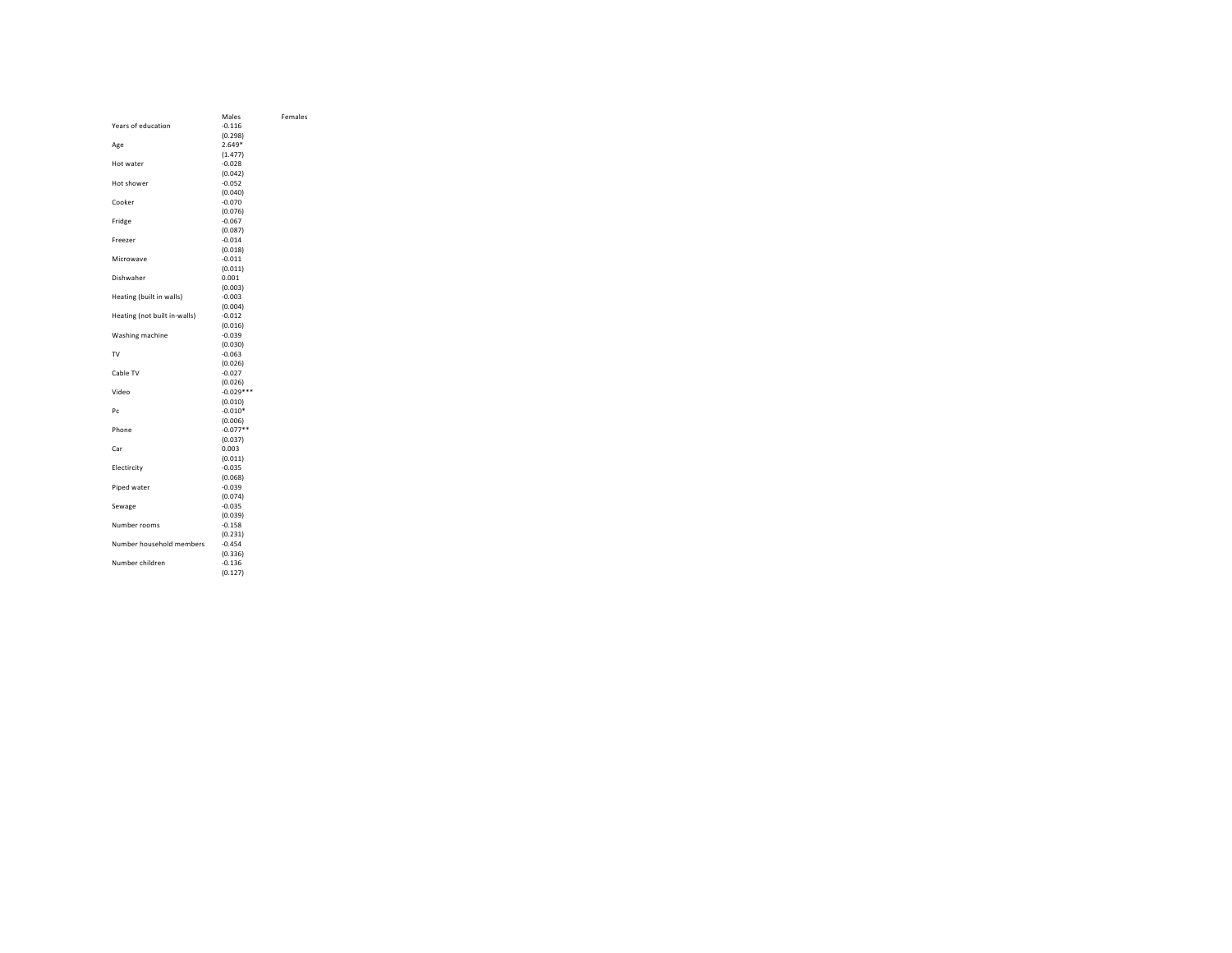| | Males | Females |
|---|---|---|
| Years of education | -0.116 | |
| | (0.298) | |
| Age | 2.649* | |
| | (1.477) | |
| Hot water | -0.028 | |
| | (0.042) | |
| Hot shower | -0.052 | |
| | (0.040) | |
| Cooker | -0.070 | |
| | (0.076) | |
| Fridge | -0.067 | |
| | (0.087) | |
| Freezer | -0.014 | |
| | (0.018) | |
| Microwave | -0.011 | |
| | (0.011) | |
| Dishwaher | 0.001 | |
| | (0.003) | |
| Heating (built in walls) | -0.003 | |
| | (0.004) | |
| Heating (not built in-walls) | -0.012 | |
| | (0.016) | |
| Washing machine | -0.039 | |
| | (0.030) | |
| TV | -0.063 | |
| | (0.026) | |
| Cable TV | -0.027 | |
| | (0.026) | |
| Video | -0.029*** | |
| | (0.010) | |
| Pc | -0.010* | |
| | (0.006) | |
| Phone | -0.077** | |
| | (0.037) | |
| Car | 0.003 | |
| | (0.011) | |
| Electircity | -0.035 | |
| | (0.068) | |
| Piped water | -0.039 | |
| | (0.074) | |
| Sewage | -0.035 | |
| | (0.039) | |
| Number rooms | -0.158 | |
| | (0.231) | |
| Number household members | -0.454 | |
| | (0.336) | |
| Number children | -0.136 | |
| | (0.127) | |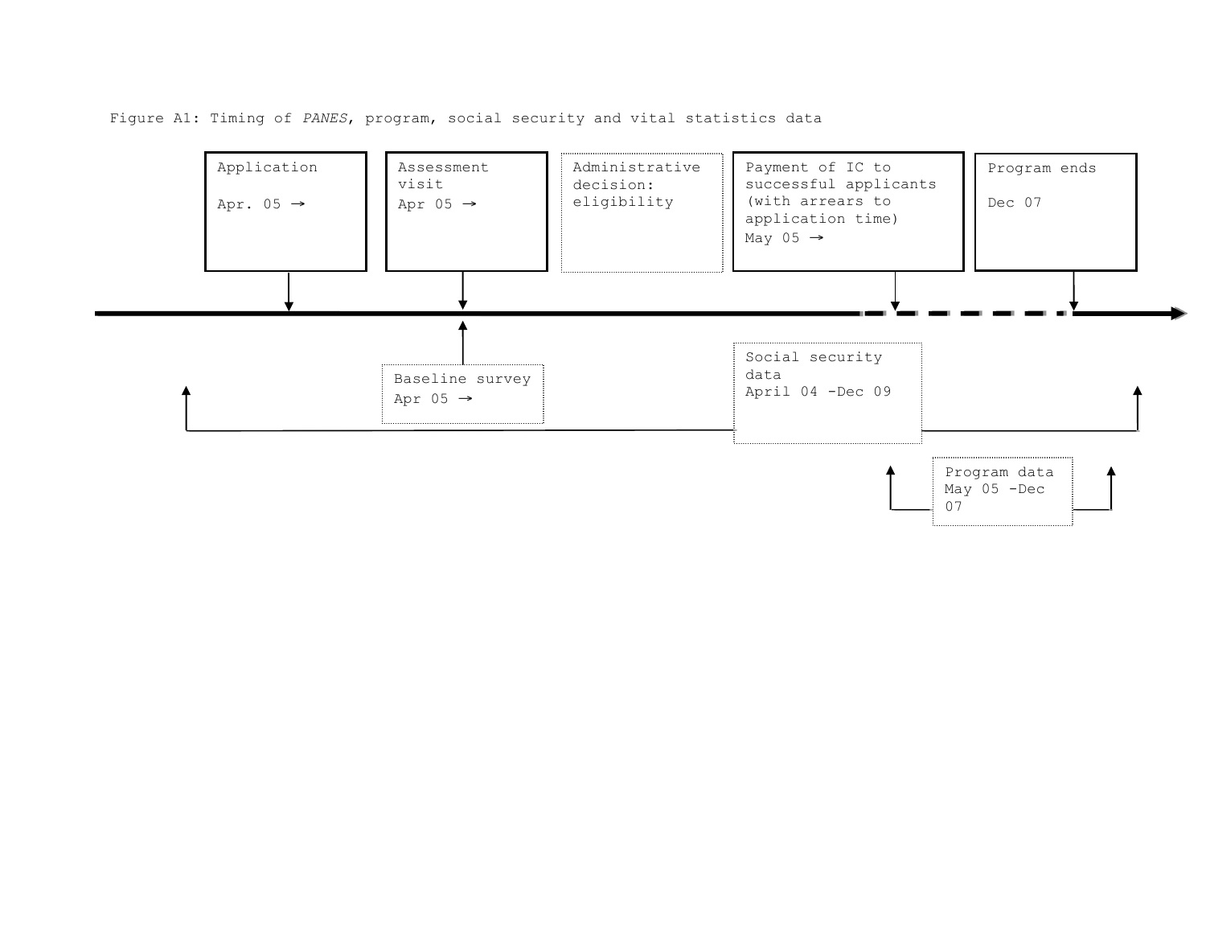Figure A1: Timing of *PANES*, program, social security and vital statistics data

Application
Apr. 05 →

Assessment visit
Apr 05 →

Administrative decision: eligibility

Payment of IC to successful applicants (with arrears to application time)
May 05 →

Program ends
Dec 07

Baseline survey
Apr 05 →

Social security data
April 04 -Dec 09

Program data
May 05 -Dec 07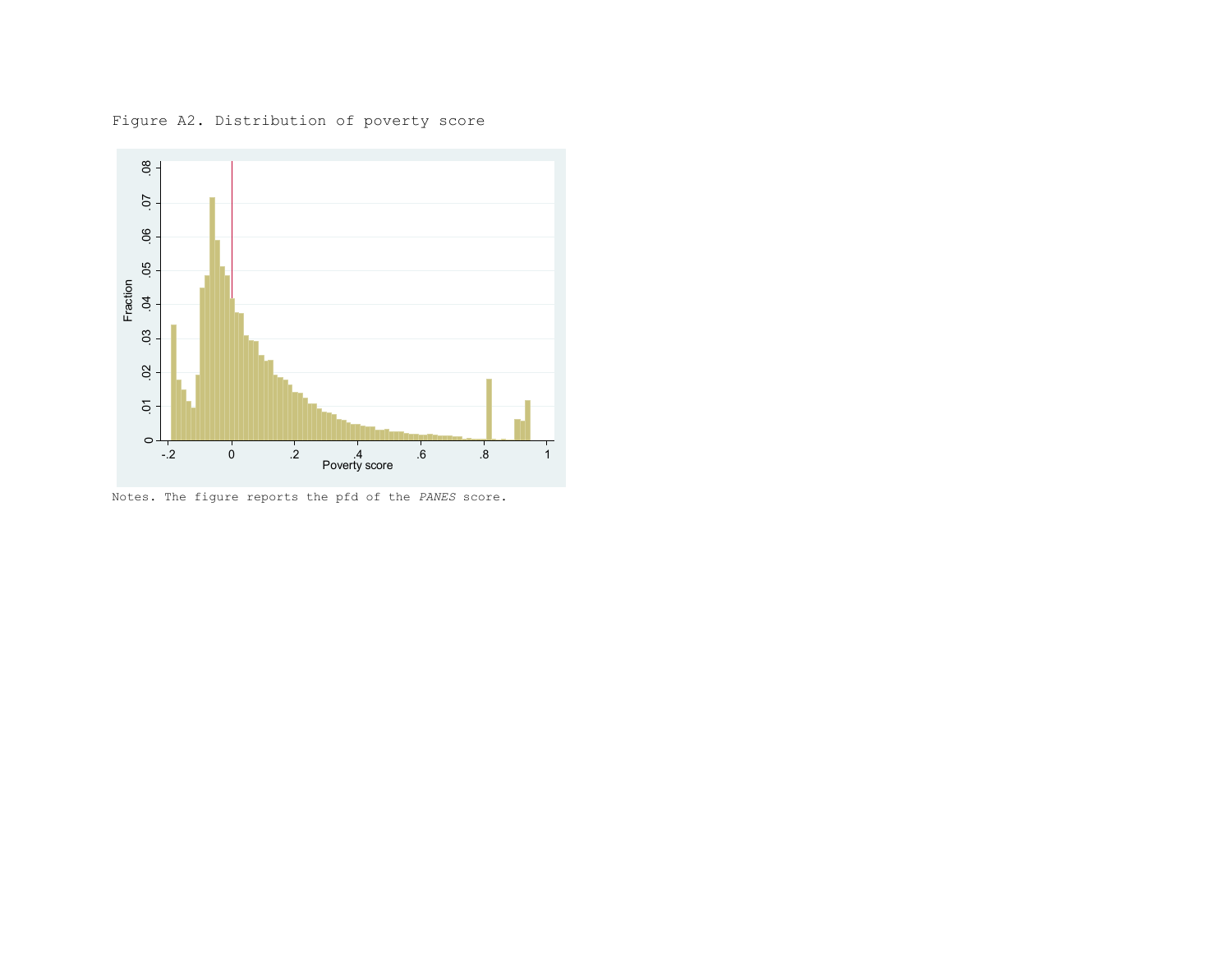Figure A2. Distribution of poverty score

Notes. The figure reports the pfd of the *PANES* score.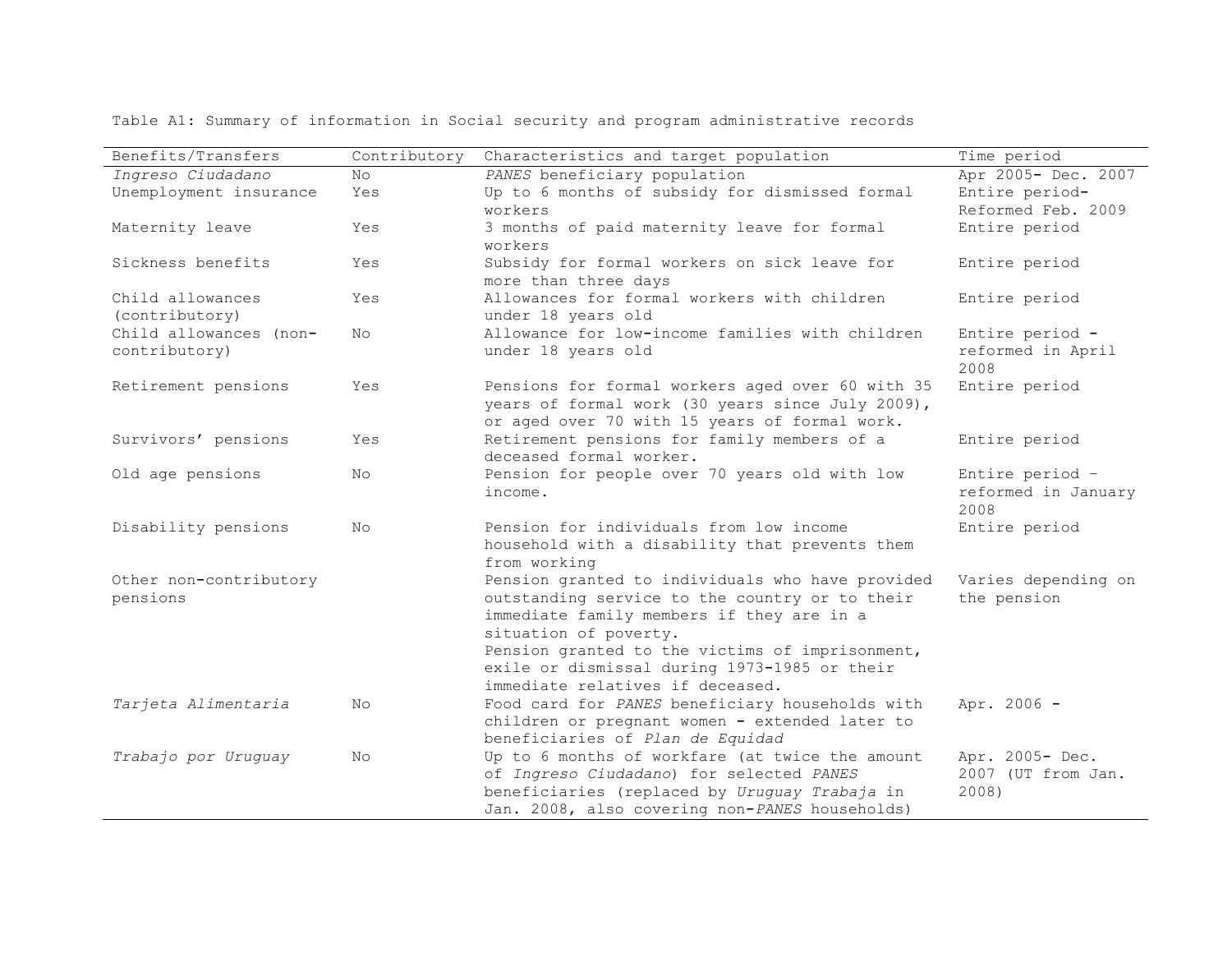Table A1: Summary of information in Social security and program administrative records

| Benefits/Transfers | Contributory | Characteristics and target population | Time period |
|---|---|---|---|
| *Ingreso Ciudadano* | No | *PANES* beneficiary population | Apr 2005- Dec. 2007 |
| Unemployment insurance | Yes | Up to 6 months of subsidy for dismissed formal workers | Entire period- Reformed Feb. 2009 |
| Maternity leave | Yes | 3 months of paid maternity leave for formal workers | Entire period |
| Sickness benefits | Yes | Subsidy for formal workers on sick leave for more than three days | Entire period |
| Child allowances (contributory) | Yes | Allowances for formal workers with children under 18 years old | Entire period |
| Child allowances (non-contributory) | No | Allowance for low-income families with children under 18 years old | Entire period - reformed in April 2008 |
| Retirement pensions | Yes | Pensions for formal workers aged over 60 with 35 years of formal work (30 years since July 2009), or aged over 70 with 15 years of formal work. | Entire period |
| Survivors' pensions | Yes | Retirement pensions for family members of a deceased formal worker. | Entire period |
| Old age pensions | No | Pension for people over 70 years old with low income. | Entire period – reformed in January 2008 |
| Disability pensions | No | Pension for individuals from low income household with a disability that prevents them from working | Entire period |
| Other non-contributory pensions | | Pension granted to individuals who have provided outstanding service to the country or to their immediate family members if they are in a situation of poverty. Pension granted to the victims of imprisonment, exile or dismissal during 1973-1985 or their immediate relatives if deceased. | Varies depending on the pension |
| *Tarjeta Alimentaria* | No | Food card for *PANES* beneficiary households with children or pregnant women - extended later to beneficiaries of *Plan de Equidad* | Apr. 2006 - |
| *Trabajo por Uruguay* | No | Up to 6 months of workfare (at twice the amount of *Ingreso Ciudadano*) for selected *PANES* beneficiaries (replaced by *Uruguay Trabaja* in Jan. 2008, also covering non-*PANES* households) | Apr. 2005- Dec. 2007 (UT from Jan. 2008) |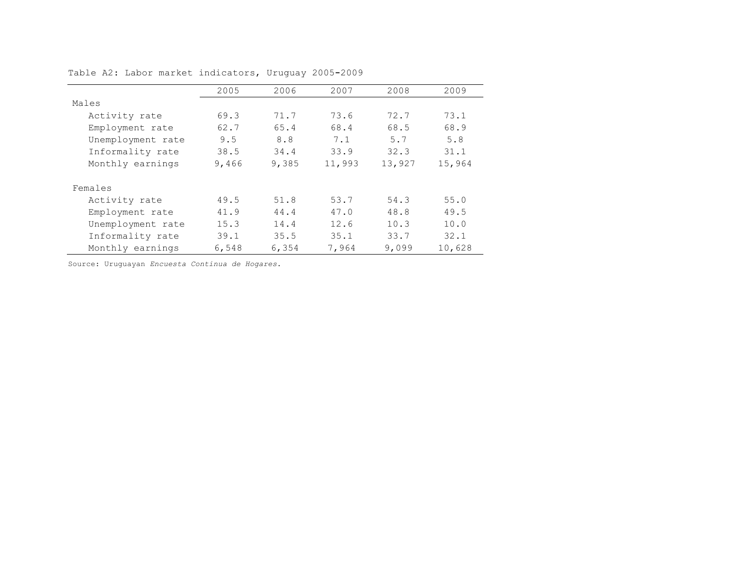Table A2: Labor market indicators, Uruguay 2005-2009

| | 2005 | 2006 | 2007 | 2008 | 2009 |
|---|---|---|---|---|---|
| Males | | | | | |
| Activity rate | 69.3 | 71.7 | 73.6 | 72.7 | 73.1 |
| Employment rate | 62.7 | 65.4 | 68.4 | 68.5 | 68.9 |
| Unemployment rate | 9.5 | 8.8 | 7.1 | 5.7 | 5.8 |
| Informality rate | 38.5 | 34.4 | 33.9 | 32.3 | 31.1 |
| Monthly earnings | 9,466 | 9,385 | 11,993 | 13,927 | 15,964 |
| Females | | | | | |
| Activity rate | 49.5 | 51.8 | 53.7 | 54.3 | 55.0 |
| Employment rate | 41.9 | 44.4 | 47.0 | 48.8 | 49.5 |
| Unemployment rate | 15.3 | 14.4 | 12.6 | 10.3 | 10.0 |
| Informality rate | 39.1 | 35.5 | 35.1 | 33.7 | 32.1 |
| Monthly earnings | 6,548 | 6,354 | 7,964 | 9,099 | 10,628 |

Source: Uruguayan *Encuesta Continua de Hogares*.